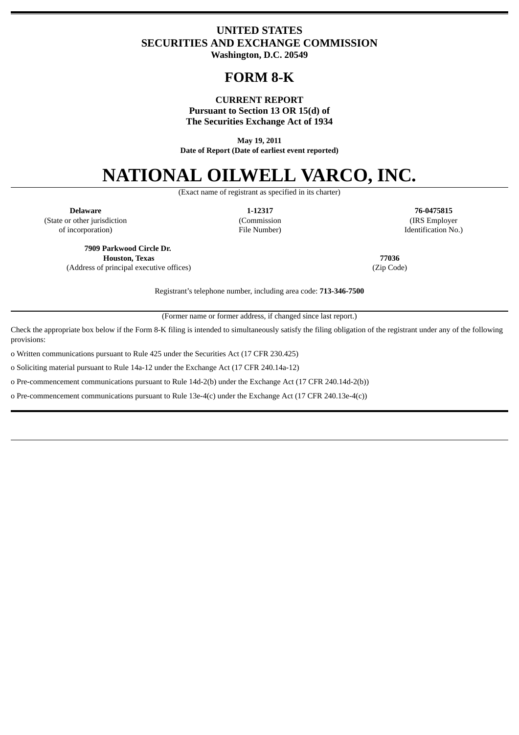# UNITED STATES
# SECURITIES AND EXCHANGE COMMISSION

**Washington, D.C. 20549**

# FORM 8-K

**CURRENT REPORT**
**Pursuant to Section 13 OR 15(d) of**
**The Securities Exchange Act of 1934**

**May 19, 2011**
**Date of Report (Date of earliest event reported)**

# NATIONAL OILWELL VARCO, INC.

(Exact name of registrant as specified in its charter)

| **Delaware** | **1-12317** | **76-0475815** |
|---|---|---|
| (State or other jurisdiction of incorporation) | (Commission File Number) | (IRS Employer Identification No.) |

| **7909 Parkwood Circle Dr.** **Houston, Texas** | **77036** |
|---|---|
| (Address of principal executive offices) | (Zip Code) |

Registrant's telephone number, including area code: **713-346-7500**

(Former name or former address, if changed since last report.)

Check the appropriate box below if the Form 8-K filing is intended to simultaneously satisfy the filing obligation of the registrant under any of the following provisions:

o Written communications pursuant to Rule 425 under the Securities Act (17 CFR 230.425)

o Soliciting material pursuant to Rule 14a-12 under the Exchange Act (17 CFR 240.14a-12)

o Pre-commencement communications pursuant to Rule 14d-2(b) under the Exchange Act (17 CFR 240.14d-2(b))

o Pre-commencement communications pursuant to Rule 13e-4(c) under the Exchange Act (17 CFR 240.13e-4(c))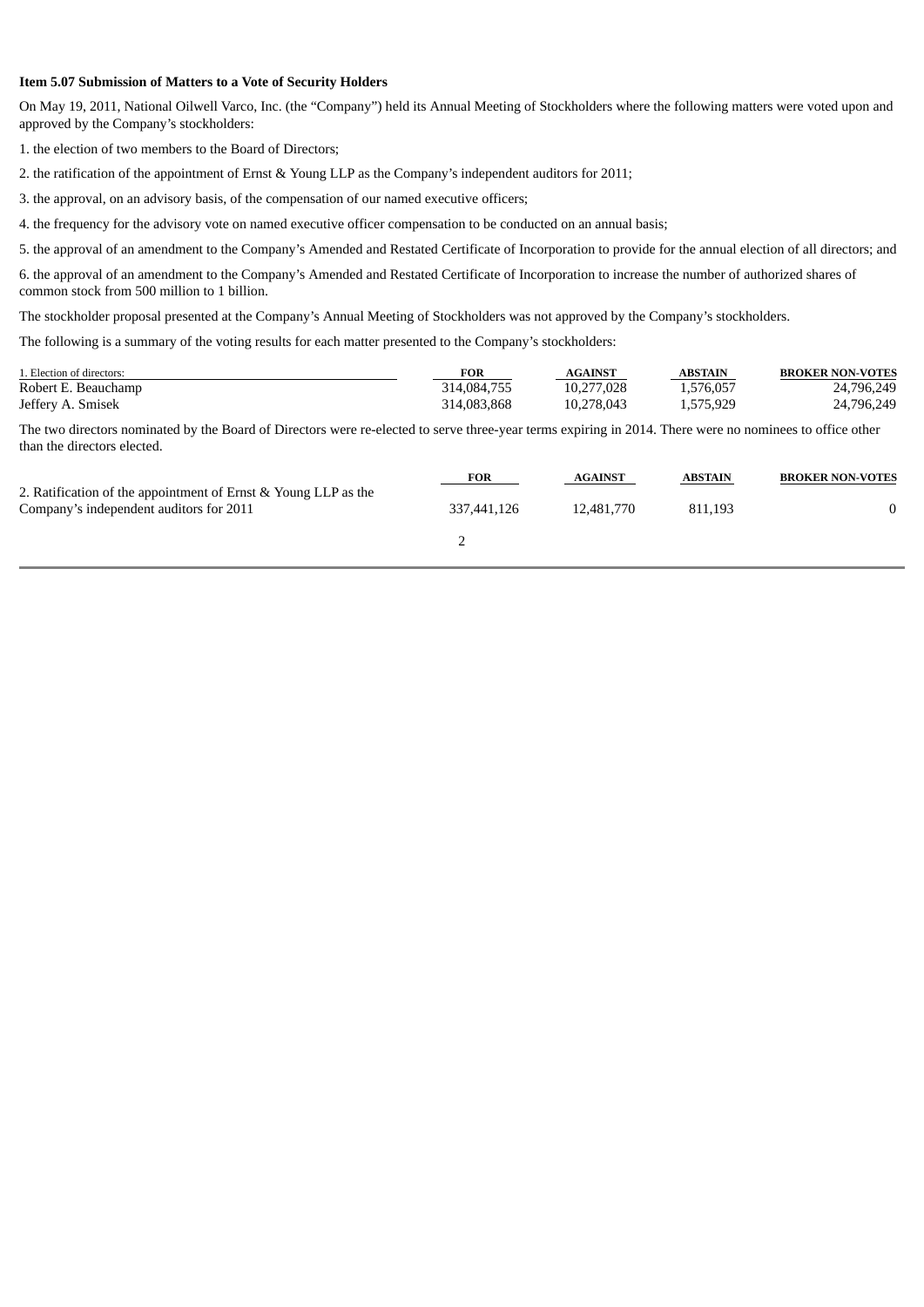**Item 5.07 Submission of Matters to a Vote of Security Holders**

On May 19, 2011, National Oilwell Varco, Inc. (the "Company") held its Annual Meeting of Stockholders where the following matters were voted upon and approved by the Company's stockholders:

1. the election of two members to the Board of Directors;

2. the ratification of the appointment of Ernst & Young LLP as the Company's independent auditors for 2011;

3. the approval, on an advisory basis, of the compensation of our named executive officers;

4. the frequency for the advisory vote on named executive officer compensation to be conducted on an annual basis;

5. the approval of an amendment to the Company's Amended and Restated Certificate of Incorporation to provide for the annual election of all directors; and

6. the approval of an amendment to the Company's Amended and Restated Certificate of Incorporation to increase the number of authorized shares of common stock from 500 million to 1 billion.

The stockholder proposal presented at the Company's Annual Meeting of Stockholders was not approved by the Company's stockholders.

The following is a summary of the voting results for each matter presented to the Company's stockholders:

| 1. Election of directors: | FOR | AGAINST | ABSTAIN | BROKER NON-VOTES |
|---|---|---|---|---|
| Robert E. Beauchamp | 314,084,755 | 10,277,028 | 1,576,057 | 24,796,249 |
| Jeffery A. Smisek | 314,083,868 | 10,278,043 | 1,575,929 | 24,796,249 |

The two directors nominated by the Board of Directors were re-elected to serve three-year terms expiring in 2014. There were no nominees to office other than the directors elected.

| | FOR | AGAINST | ABSTAIN | BROKER NON-VOTES |
|---|---|---|---|---|
| 2. Ratification of the appointment of Ernst & Young LLP as the Company's independent auditors for 2011 | 337,441,126 | 12,481,770 | 811,193 | 0 |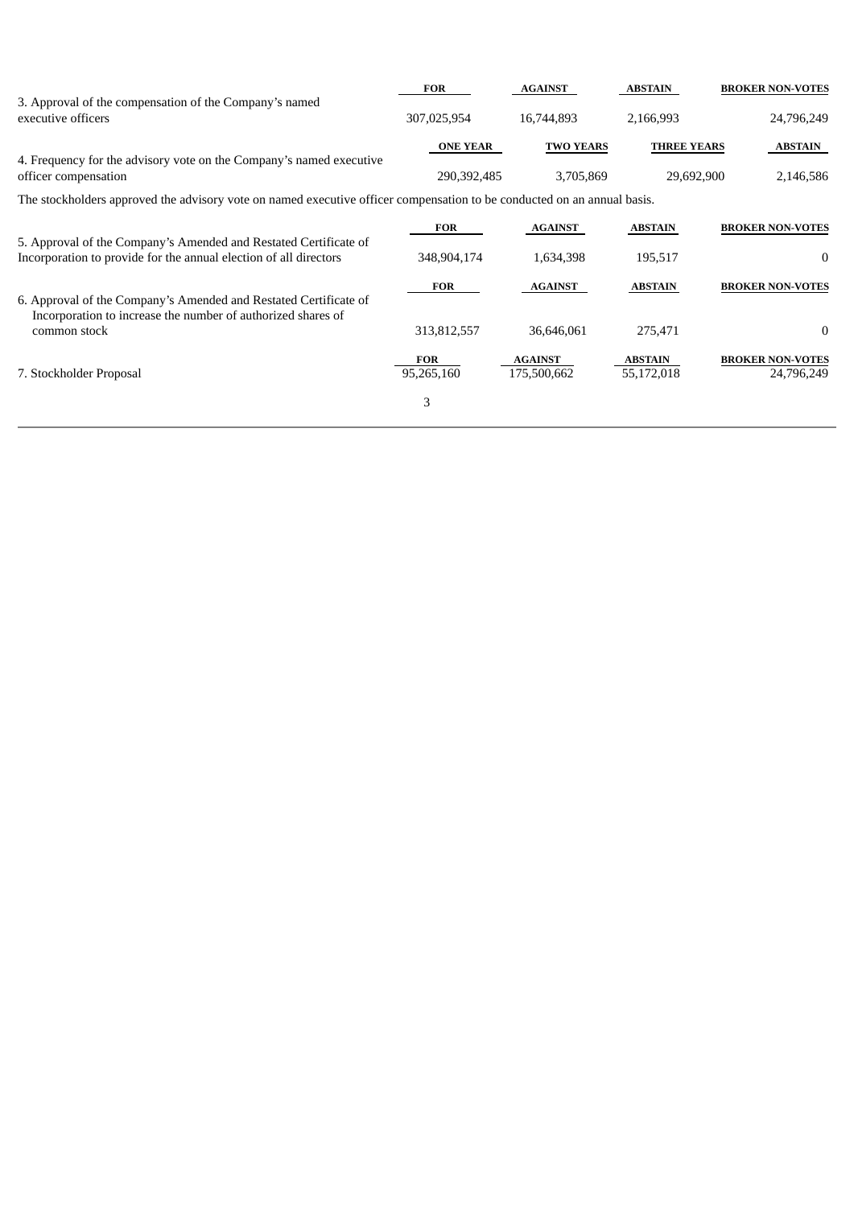| | FOR | AGAINST | ABSTAIN | BROKER NON-VOTES |
|---|---|---|---|---|
| 3. Approval of the compensation of the Company's named executive officers | 307,025,954 | 16,744,893 | 2,166,993 | 24,796,249 |

| | ONE YEAR | TWO YEARS | THREE YEARS | ABSTAIN |
|---|---|---|---|---|
| 4. Frequency for the advisory vote on the Company's named executive officer compensation | 290,392,485 | 3,705,869 | 29,692,900 | 2,146,586 |

The stockholders approved the advisory vote on named executive officer compensation to be conducted on an annual basis.

| | FOR | AGAINST | ABSTAIN | BROKER NON-VOTES |
|---|---|---|---|---|
| 5. Approval of the Company's Amended and Restated Certificate of Incorporation to provide for the annual election of all directors | 348,904,174 | 1,634,398 | 195,517 | 0 |

| | FOR | AGAINST | ABSTAIN | BROKER NON-VOTES |
|---|---|---|---|---|
| 6. Approval of the Company's Amended and Restated Certificate of Incorporation to increase the number of authorized shares of common stock | 313,812,557 | 36,646,061 | 275,471 | 0 |

| | FOR | AGAINST | ABSTAIN | BROKER NON-VOTES |
|---|---|---|---|---|
| 7. Stockholder Proposal | 95,265,160 | 175,500,662 | 55,172,018 | 24,796,249 |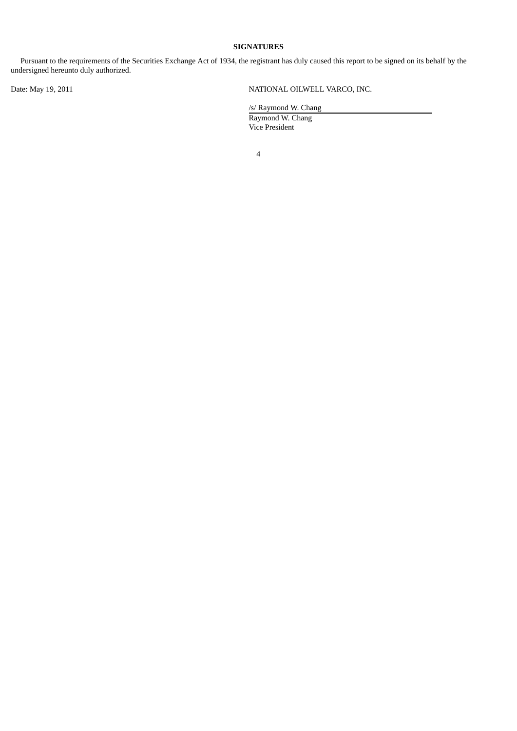**SIGNATURES**

Pursuant to the requirements of the Securities Exchange Act of 1934, the registrant has duly caused this report to be signed on its behalf by the undersigned hereunto duly authorized.

Date: May 19, 2011

NATIONAL OILWELL VARCO, INC.

/s/ Raymond W. Chang

Raymond W. Chang
Vice President